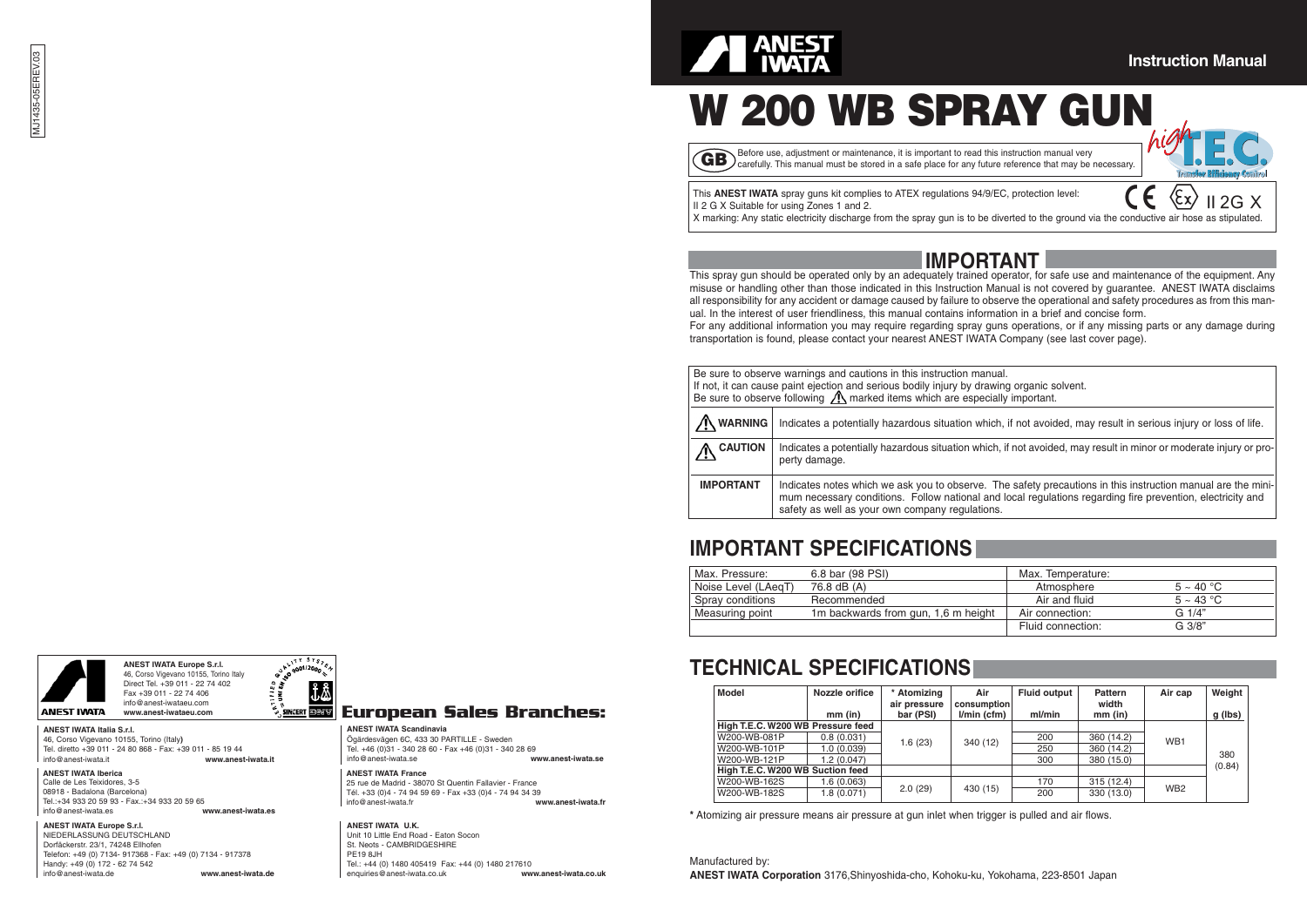MJ1435-05EREV.03

# W 200 WB SPRAY GUN

Instruction Manual

**GB** Before use, adjustment or maintenance, it is important to read this instruction manual very carefully. This manual must be stored in a safe place for any future reference that may be necessary.

This **ANEST IWATA** spray guns kit complies to ATEX regulations 94/9/EC, protection level: II 2 G X Suitable for using Zones 1 and 2.
X marking: Any static electricity discharge from the spray gun is to be diverted to the ground via the conductive air hose as stipulated.

II 2G X

## IMPORTANT

This spray gun should be operated only by an adequately trained operator, for safe use and maintenance of the equipment. Any misuse or handling other than those indicated in this Instruction Manual is not covered by guarantee. ANEST IWATA disclaims all responsibility for any accident or damage caused by failure to observe the operational and safety procedures as from this manual. In the interest of user friendliness, this manual contains information in a brief and concise form.
For any additional information you may require regarding spray guns operations, or if any missing parts or any damage during transportation is found, please contact your nearest ANEST IWATA Company (see last cover page).

Be sure to observe warnings and cautions in this instruction manual.
If not, it can cause paint ejection and serious bodily injury by drawing organic solvent.
Be sure to observe following ⚠ marked items which are especially important.

| | |
|---|---|
| ⚠ WARNING | Indicates a potentially hazardous situation which, if not avoided, may result in serious injury or loss of life. |
| ⚠ CAUTION | Indicates a potentially hazardous situation which, if not avoided, may result in minor or moderate injury or property damage. |
| IMPORTANT | Indicates notes which we ask you to observe. The safety precautions in this instruction manual are the minimum necessary conditions. Follow national and local regulations regarding fire prevention, electricity and safety as well as your own company regulations. |

## IMPORTANT SPECIFICATIONS

| | | | |
|---|---|---|---|
| Max. Pressure: | 6.8 bar (98 PSI) | Max. Temperature: | |
| Noise Level (LAeqT) | 76.8 dB (A) | Atmosphere | 5 ~ 40 °C |
| Spray conditions | Recommended | Air and fluid | 5 ~ 43 °C |
| Measuring point | 1m backwards from gun, 1,6 m height | Air connection: | G 1/4" |
| | | Fluid connection: | G 3/8" |

## TECHNICAL SPECIFICATIONS

| Model | Nozzle orifice mm (in) | * Atomizing air pressure bar (PSI) | Air consumption l/min (cfm) | Fluid output ml/min | Pattern width mm (in) | Air cap | Weight g (lbs) |
|---|---|---|---|---|---|---|---|
| High T.E.C. W200 WB Pressure feed | | | | | | | |
| W200-WB-081P | 0.8 (0.031) | 1.6 (23) | 340 (12) | 200 | 360 (14.2) | WB1 | 380 (0.84) |
| W200-WB-101P | 1.0 (0.039) | | | 250 | 360 (14.2) | | |
| W200-WB-121P | 1.2 (0.047) | | | 300 | 380 (15.0) | | |
| High T.E.C. W200 WB Suction feed | | | | | | | |
| W200-WB-162S | 1.6 (0.063) | 2.0 (29) | 430 (15) | 170 | 315 (12.4) | WB2 | |
| W200-WB-182S | 1.8 (0.071) | | | 200 | 330 (13.0) | | |

**\*** Atomizing air pressure means air pressure at gun inlet when trigger is pulled and air flows.

Manufactured by:
**ANEST IWATA Corporation** 3176,Shinyoshida-cho, Kohoku-ku, Yokohama, 223-8501 Japan

**ANEST IWATA Europe S.r.l.**
46, Corso Vigevano 10155, Torino Italy
Direct Tel. +39 011 - 22 74 402
Fax +39 011 - 22 74 406
info@anest-iwataeu.com
**www.anest-iwataeu.com**

## European Sales Branches:

**ANEST IWATA Italia S.r.l.**
46, Corso Vigevano 10155, Torino (Italy)
Tel. diretto +39 011 - 24 80 868 - Fax: +39 011 - 85 19 44
info@anest-iwata.it **www.anest-iwata.it**

**ANEST IWATA Iberica**
Calle de Les Teixidores, 3-5
08918 - Badalona (Barcelona)
Tel.:+34 933 20 59 93 - Fax.:+34 933 20 59 65
info@anest-iwata.es **www.anest-iwata.es**

**ANEST IWATA Europe S.r.l.**
NIEDERLASSUNG DEUTSCHLAND
Dorfäckerstr. 23/1, 74248 Ellhofen
Telefon: +49 (0) 7134- 917368 - Fax: +49 (0) 7134 - 917378
Handy: +49 (0) 172 - 62 74 542
info@anest-iwata.de **www.anest-iwata.de**

**ANEST IWATA Scandinavia**
Ögärdesvägen 6C, 433 30 PARTILLE - Sweden
Tel. +46 (0)31 - 340 28 60 - Fax +46 (0)31 - 340 28 69
info@anest-iwata.se **www.anest-iwata.se**

**ANEST IWATA France**
25 rue de Madrid - 38070 St Quentin Fallavier - France
Tél. +33 (0)4 - 74 94 59 69 - Fax +33 (0)4 - 74 94 34 39
info@anest-iwata.fr **www.anest-iwata.fr**

**ANEST IWATA U.K.**
Unit 10 Little End Road - Eaton Socon
St. Neots - CAMBRIDGESHIRE
PE19 8JH
Tel.: +44 (0) 1480 405419 Fax: +44 (0) 1480 217610
enquiries@anest-iwata.co.uk **www.anest-iwata.co.uk**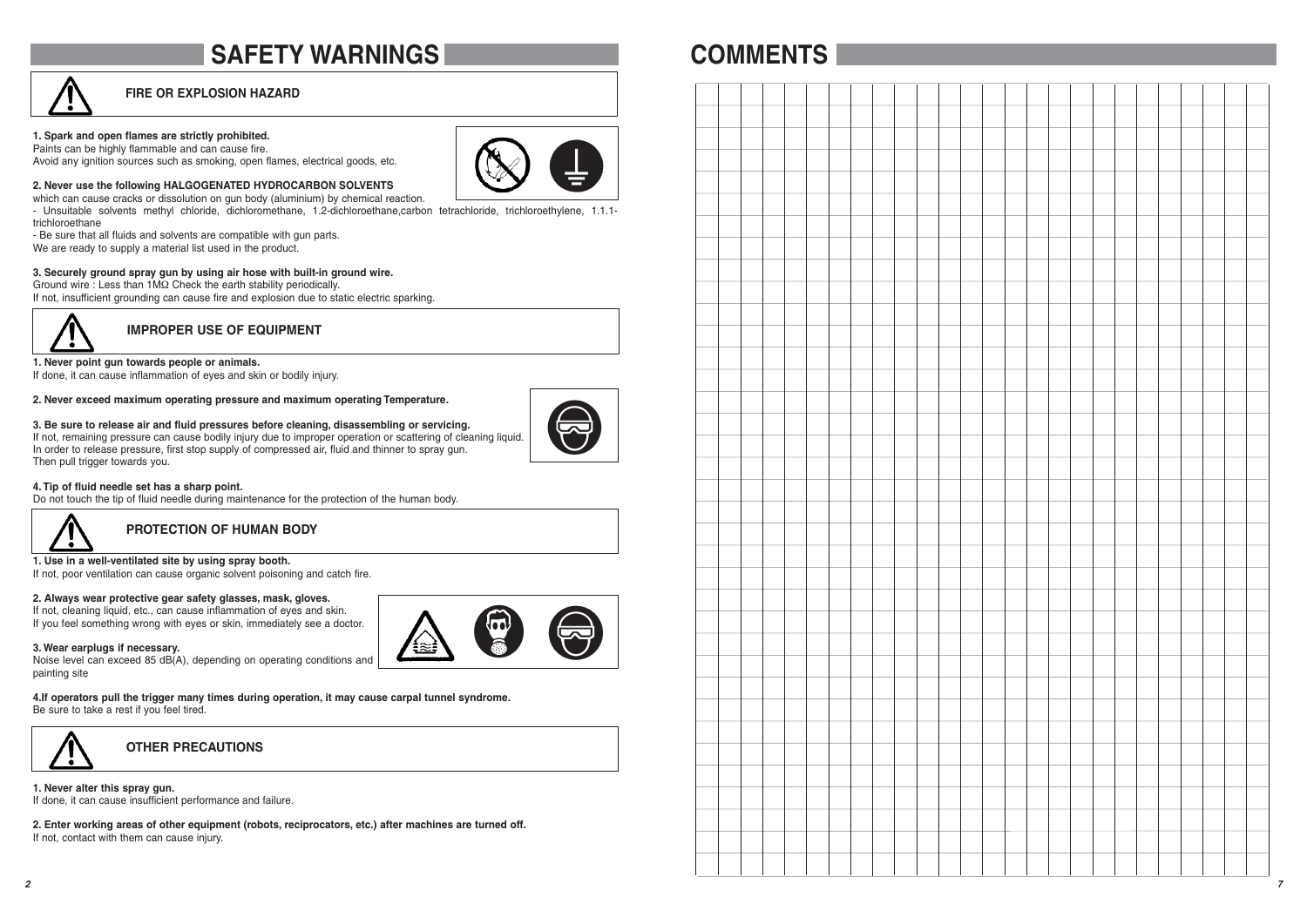# SAFETY WARNINGS

## FIRE OR EXPLOSION HAZARD

**1. Spark and open flames are strictly prohibited.**
Paints can be highly flammable and can cause fire.
Avoid any ignition sources such as smoking, open flames, electrical goods, etc.

**2. Never use the following HALGOGENATED HYDROCARBON SOLVENTS**
which can cause cracks or dissolution on gun body (aluminium) by chemical reaction.
- Unsuitable solvents methyl chloride, dichloromethane, 1.2-dichloroethane,carbon tetrachloride, trichloroethylene, 1.1.1-trichloroethane
- Be sure that all fluids and solvents are compatible with gun parts.

We are ready to supply a material list used in the product.

**3. Securely ground spray gun by using air hose with built-in ground wire.**
Ground wire : Less than 1MΩ Check the earth stability periodically.
If not, insufficient grounding can cause fire and explosion due to static electric sparking.

## IMPROPER USE OF EQUIPMENT

**1. Never point gun towards people or animals.**
If done, it can cause inflammation of eyes and skin or bodily injury.

**2. Never exceed maximum operating pressure and maximum operating Temperature.**

**3. Be sure to release air and fluid pressures before cleaning, disassembling or servicing.**
If not, remaining pressure can cause bodily injury due to improper operation or scattering of cleaning liquid.
In order to release pressure, first stop supply of compressed air, fluid and thinner to spray gun.
Then pull trigger towards you.

**4. Tip of fluid needle set has a sharp point.**
Do not touch the tip of fluid needle during maintenance for the protection of the human body.

## PROTECTION OF HUMAN BODY

**1. Use in a well-ventilated site by using spray booth.**
If not, poor ventilation can cause organic solvent poisoning and catch fire.

**2. Always wear protective gear safety glasses, mask, gloves.**
If not, cleaning liquid, etc., can cause inflammation of eyes and skin.
If you feel something wrong with eyes or skin, immediately see a doctor.

**3. Wear earplugs if necessary.**
Noise level can exceed 85 dB(A), depending on operating conditions and painting site

**4.If operators pull the trigger many times during operation, it may cause carpal tunnel syndrome.**
Be sure to take a rest if you feel tired.

## OTHER PRECAUTIONS

**1. Never alter this spray gun.**
If done, it can cause insufficient performance and failure.

**2. Enter working areas of other equipment (robots, reciprocators, etc.) after machines are turned off.**
If not, contact with them can cause injury.

# COMMENTS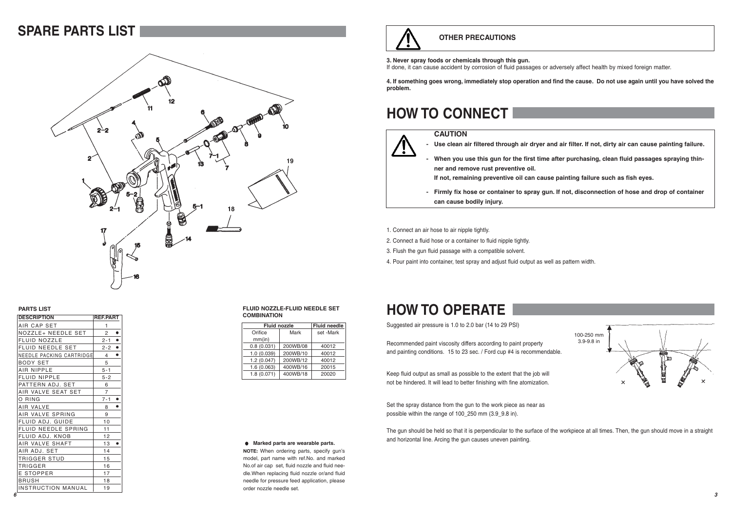# SPARE PARTS LIST

**PARTS LIST**

| DESCRIPTION | REF.PART |
|---|---|
| AIR CAP SET | 1 |
| NOZZLE+ NEEDLE SET | 2 ● |
| FLUID NOZZLE | 2-1 ● |
| FLUID NEEDLE SET | 2-2 ● |
| NEEDLE PACKING CARTRIDGE | 4 ● |
| BODY SET | 5 |
| AIR NIPPLE | 5-1 |
| FLUID NIPPLE | 5-2 |
| PATTERN ADJ. SET | 6 |
| AIR VALVE SEAT SET | 7 |
| O RING | 7-1 ● |
| AIR VALVE | 8 ● |
| AIR VALVE SPRING | 9 |
| FLUID ADJ. GUIDE | 10 |
| FLUID NEEDLE SPRING | 11 |
| FLUID ADJ. KNOB | 12 |
| AIR VALVE SHAFT | 13 ● |
| AIR ADJ. SET | 14 |
| TRIGGER STUD | 15 |
| TRIGGER | 16 |
| E STOPPER | 17 |
| BRUSH | 18 |
| INSTRUCTION MANUAL | 19 |

**FLUID NOZZLE-FLUID NEEDLE SET COMBINATION**

| Fluid nozzle | | Fluid needle |
|---|---|---|
| Orifice mm(in) | Mark | set -Mark |
| 0.8 (0.031) | 200WB/08 | 40012 |
| 1.0 (0.039) | 200WB/10 | 40012 |
| 1.2 (0.047) | 200WB/12 | 40012 |
| 1.6 (0.063) | 400WB/16 | 20015 |
| 1.8 (0.071) | 400WB/18 | 20020 |

● **Marked parts are wearable parts.**

**NOTE:** When ordering parts, specify gun's model, part name with ref.No. and marked No.of air cap set, fluid nozzle and fluid needle.When replacing fluid nozzle or/and fluid needle for pressure feed application, please order nozzle needle set.

### OTHER PRECAUTIONS

**3. Never spray foods or chemicals through this gun.**
If done, it can cause accident by corrosion of fluid passages or adversely affect health by mixed foreign matter.

**4. If something goes wrong, immediately stop operation and find the cause. Do not use again until you have solved the problem.**

# HOW TO CONNECT

**CAUTION**

- **Use clean air filtered through air dryer and air filter. If not, dirty air can cause painting failure.**
- **When you use this gun for the first time after purchasing, clean fluid passages spraying thinner and remove rust preventive oil.**
  **If not, remaining preventive oil can cause painting failure such as fish eyes.**
- **Firmly fix hose or container to spray gun. If not, disconnection of hose and drop of container can cause bodily injury.**

1. Connect an air hose to air nipple tightly.
2. Connect a fluid hose or a container to fluid nipple tightly.
3. Flush the gun fluid passage with a compatible solvent.
4. Pour paint into container, test spray and adjust fluid output as well as pattern width.

# HOW TO OPERATE

Suggested air pressure is 1.0 to 2.0 bar (14 to 29 PSI)

Recommended paint viscosity differs according to paint property and painting conditions. 15 to 23 sec. / Ford cup #4 is recommendable.

Keep fluid output as small as possible to the extent that the job will not be hindered. It will lead to better finishing with fine atomization.

Set the spray distance from the gun to the work piece as near as possible within the range of 100_250 mm (3.9_9.8 in).

100-250 mm
3.9-9.8 in

The gun should be held so that it is perpendicular to the surface of the workpiece at all times. Then, the gun should move in a straight and horizontal line. Arcing the gun causes uneven painting.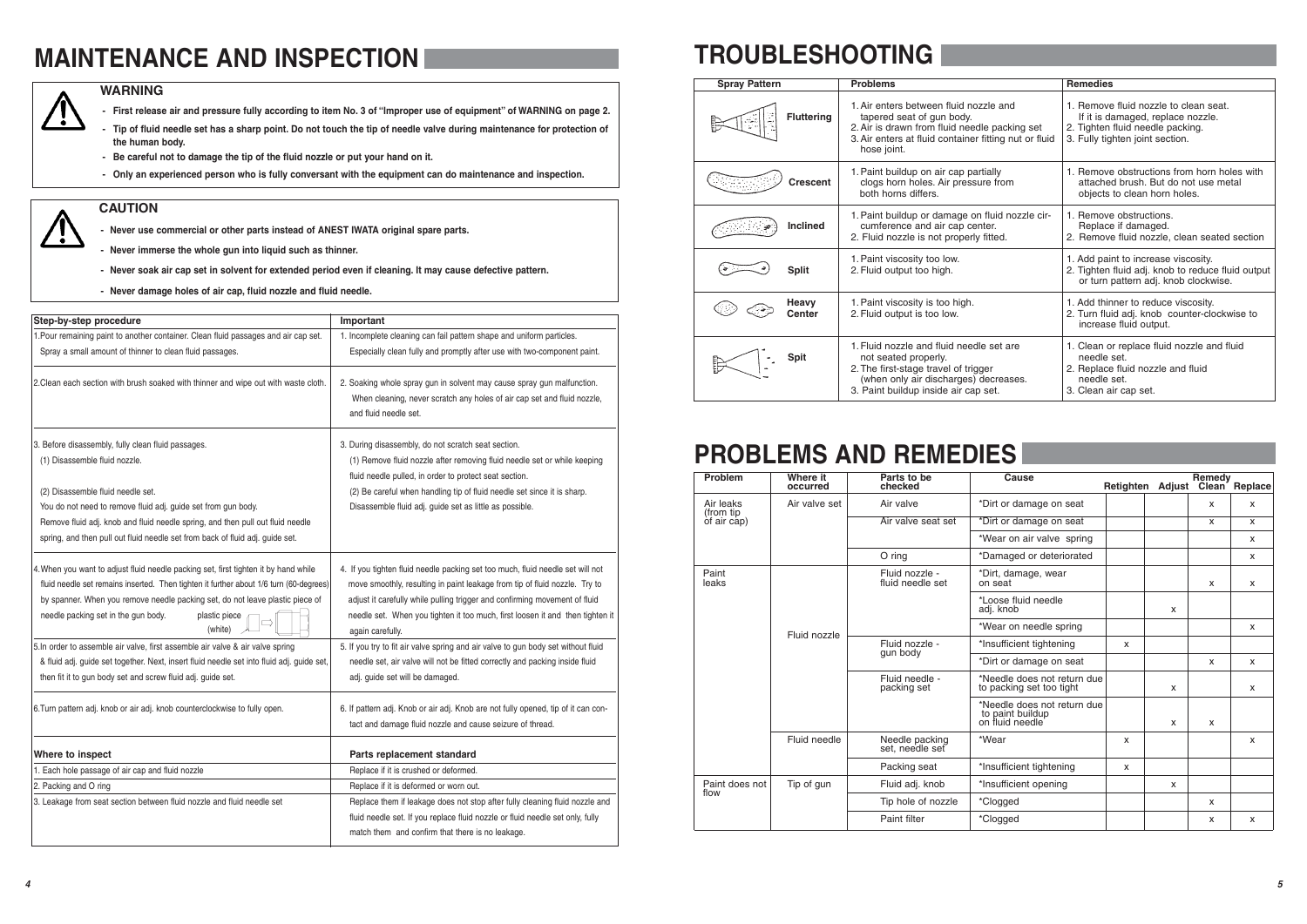# MAINTENANCE AND INSPECTION

**WARNING**

- **First release air and pressure fully according to item No. 3 of "Improper use of equipment" of WARNING on page 2.**
- **Tip of fluid needle set has a sharp point. Do not touch the tip of needle valve during maintenance for protection of the human body.**
- **Be careful not to damage the tip of the fluid nozzle or put your hand on it.**
- **Only an experienced person who is fully conversant with the equipment can do maintenance and inspection.**

**CAUTION**

- **Never use commercial or other parts instead of ANEST IWATA original spare parts.**
- **Never immerse the whole gun into liquid such as thinner.**
- **Never soak air cap set in solvent for extended period even if cleaning. It may cause defective pattern.**
- **Never damage holes of air cap, fluid nozzle and fluid needle.**

| Step-by-step procedure | Important |
|---|---|
| 1. Pour remaining paint to another container. Clean fluid passages and air cap set. Spray a small amount of thinner to clean fluid passages. | 1. Incomplete cleaning can fail pattern shape and uniform particles. Especially clean fully and promptly after use with two-component paint. |
| 2. Clean each section with brush soaked with thinner and wipe out with waste cloth. | 2. Soaking whole spray gun in solvent may cause spray gun malfunction. When cleaning, never scratch any holes of air cap set and fluid nozzle, and fluid needle set. |
| 3. Before disassembly, fully clean fluid passages. (1) Disassemble fluid nozzle. (2) Disassemble fluid needle set. You do not need to remove fluid adj. guide set from gun body. Remove fluid adj. knob and fluid needle spring, and then pull out fluid needle spring, and then pull out fluid needle set from back of fluid adj. guide set. | 3. During disassembly, do not scratch seat section. (1) Remove fluid nozzle after removing fluid needle set or while keeping fluid needle pulled, in order to protect seat section. (2) Be careful when handling tip of fluid needle set since it is sharp. Disassemble fluid adj. guide set as little as possible. |
| 4. When you want to adjust fluid needle packing set, first tighten it by hand while fluid needle set remains inserted. Then tighten it further about 1/6 turn (60-degrees) by spanner. When you remove needle packing set, do not leave plastic piece of needle packing set in the gun body. plastic piece (white) | 4. If you tighten fluid needle packing set too much, fluid needle set will not move smoothly, resulting in paint leakage from tip of fluid nozzle. Try to adjust it carefully while pulling trigger and confirming movement of fluid needle set. When you tighten it too much, first loosen it and then tighten it again carefully. |
| 5. In order to assemble air valve, first assemble air valve & air valve spring & fluid adj. guide set together. Next, insert fluid needle set into fluid adj. guide set, then fit it to gun body set and screw fluid adj. guide set. | 5. If you try to fit air valve spring and air valve to gun body set without fluid needle set, air valve will not be fitted correctly and packing inside fluid adj. guide set will be damaged. |
| 6. Turn pattern adj. knob or air adj. knob counterclockwise to fully open. | 6. If pattern adj. Knob or air adj. Knob are not fully opened, tip of it can contact and damage fluid nozzle and cause seizure of thread. |

| Where to inspect | Parts replacement standard |
|---|---|
| 1. Each hole passage of air cap and fluid nozzle | Replace if it is crushed or deformed. |
| 2. Packing and O ring | Replace if it is deformed or worn out. |
| 3. Leakage from seat section between fluid nozzle and fluid needle set | Replace them if leakage does not stop after fully cleaning fluid nozzle and fluid needle set. If you replace fluid nozzle or fluid needle set only, fully match them and confirm that there is no leakage. |

# TROUBLESHOOTING

| Spray Pattern | Problems | Remedies |
|---|---|---|
| Fluttering | 1. Air enters between fluid nozzle and tapered seat of gun body. 2. Air is drawn from fluid needle packing set 3. Air enters at fluid container fitting nut or fluid hose joint. | 1. Remove fluid nozzle to clean seat. If it is damaged, replace nozzle. 2. Tighten fluid needle packing. 3. Fully tighten joint section. |
| Crescent | 1. Paint buildup on air cap partially clogs horn holes. Air pressure from both horns differs. | 1. Remove obstructions from horn holes with attached brush. But do not use metal objects to clean horn holes. |
| Inclined | 1. Paint buildup or damage on fluid nozzle circumference and air cap center. 2. Fluid nozzle is not properly fitted. | 1. Remove obstructions. Replace if damaged. 2. Remove fluid nozzle, clean seated section |
| Split | 1. Paint viscosity too low. 2. Fluid output too high. | 1. Add paint to increase viscosity. 2. Tighten fluid adj. knob to reduce fluid output or turn pattern adj. knob clockwise. |
| Heavy Center | 1. Paint viscosity is too high. 2. Fluid output is too low. | 1. Add thinner to reduce viscosity. 2. Turn fluid adj. knob counter-clockwise to increase fluid output. |
| Spit | 1. Fluid nozzle and fluid needle set are not seated properly. 2. The first-stage travel of trigger (when only air discharges) decreases. 3. Paint buildup inside air cap set. | 1. Clean or replace fluid nozzle and fluid needle set. 2. Replace fluid nozzle and fluid needle set. 3. Clean air cap set. |

# PROBLEMS AND REMEDIES

| Problem | Where it occurred | Parts to be checked | Cause | Remedy: Retighten | Remedy: Adjust | Remedy: Clean | Remedy: Replace |
|---|---|---|---|---|---|---|---|
| Air leaks (from tip of air cap) | Air valve set | Air valve | *Dirt or damage on seat | | | x | x |
| | | Air valve seat set | *Dirt or damage on seat | | | x | x |
| | | | *Wear on air valve spring | | | | x |
| | | O ring | *Damaged or deteriorated | | | | x |
| Paint leaks | Fluid nozzle | Fluid nozzle - fluid needle set | *Dirt, damage, wear on seat | | | x | x |
| | | | *Loose fluid needle adj. knob | | x | | |
| | | | *Wear on needle spring | | | | x |
| | | Fluid nozzle - gun body | *Insufficient tightening | x | | | |
| | | | *Dirt or damage on seat | | | x | x |
| | | Fluid needle - packing set | *Needle does not return due to packing set too tight | | x | | x |
| | | | *Needle does not return due to paint buildup on fluid needle | | x | x | |
| | Fluid needle | Needle packing set, needle set | *Wear | x | | | x |
| | | Packing seat | *Insufficient tightening | x | | | |
| Paint does not flow | Tip of gun | Fluid adj. knob | *Insufficient opening | | x | | |
| | | Tip hole of nozzle | *Clogged | | | x | |
| | | Paint filter | *Clogged | | | x | x |